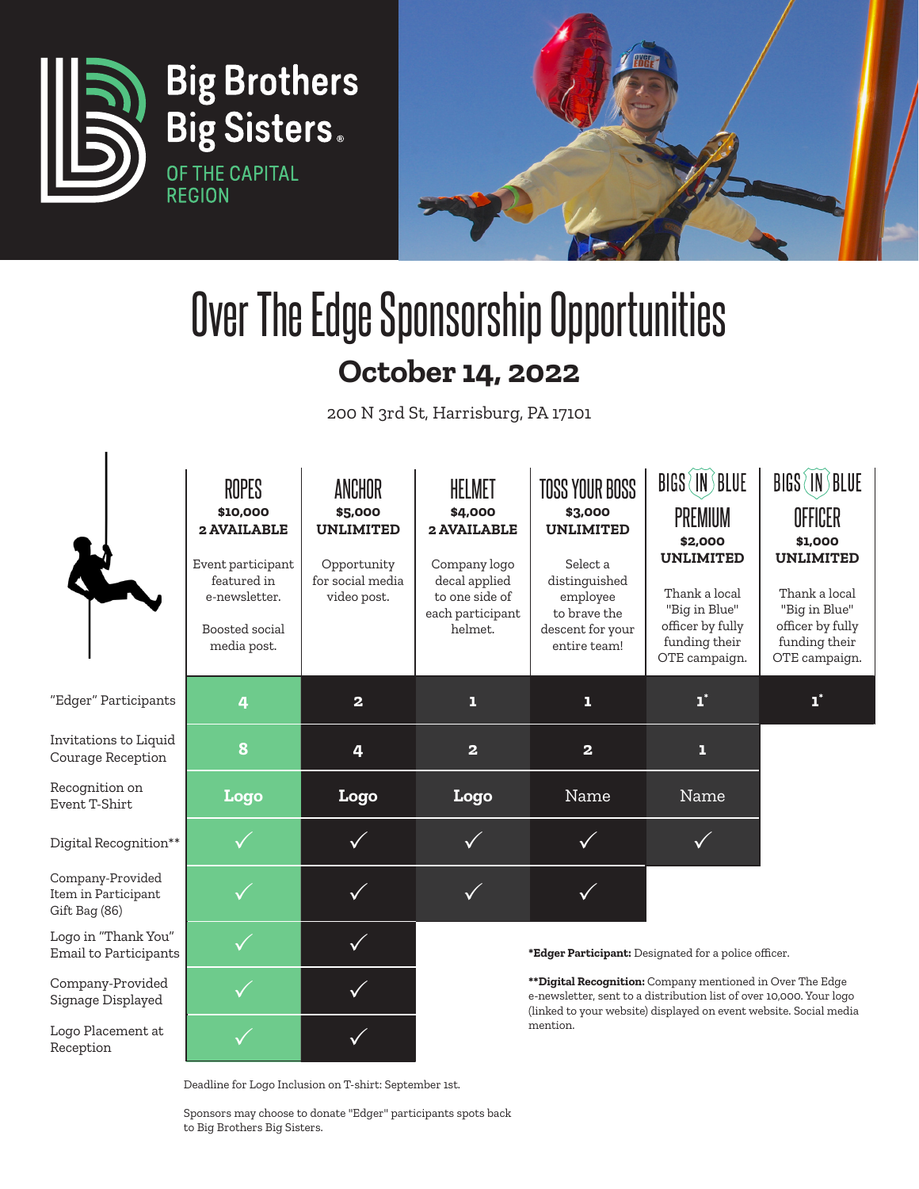Big Brothers Big Sisters OF THE CAPITAL REGION

# Over The Edge Sponsorship Opportunities

## October 14, 2022

200 N 3rd St, Harrisburg, PA 17101

| | ROPES | ANCHOR | HELMET | TOSS YOUR BOSS | BIGS IN BLUE PREMIUM | BIGS IN BLUE OFFICER |
|---|---|---|---|---|---|---|
| | **$10,000** **2 AVAILABLE** | **$5,000** **UNLIMITED** | **$4,000** **2 AVAILABLE** | **$3,000** **UNLIMITED** | **$2,000** **UNLIMITED** | **$1,000** **UNLIMITED** |
| | Event participant featured in e-newsletter. Boosted social media post. | Opportunity for social media video post. | Company logo decal applied to one side of each participant helmet. | Select a distinguished employee to brave the descent for your entire team! | Thank a local "Big in Blue" officer by fully funding their OTE campaign. | Thank a local "Big in Blue" officer by fully funding their OTE campaign. |
| "Edger" Participants | 4 | 2 | 1 | 1 | 1* | 1* |
| Invitations to Liquid Courage Reception | 8 | 4 | 2 | 2 | 1 | |
| Recognition on Event T-Shirt | Logo | Logo | Logo | Name | Name | |
| Digital Recognition** | ✓ | ✓ | ✓ | ✓ | ✓ | |
| Company-Provided Item in Participant Gift Bag (86) | ✓ | ✓ | ✓ | ✓ | | |
| Logo in "Thank You" Email to Participants | ✓ | ✓ | | | | |
| Company-Provided Signage Displayed | ✓ | ✓ | | | | |
| Logo Placement at Reception | ✓ | ✓ | | | | |

***Edger Participant:** Designated for a police officer.

****Digital Recognition:** Company mentioned in Over The Edge e-newsletter, sent to a distribution list of over 10,000. Your logo (linked to your website) displayed on event website. Social media mention.

Deadline for Logo Inclusion on T-shirt: September 1st.

Sponsors may choose to donate "Edger" participants spots back to Big Brothers Big Sisters.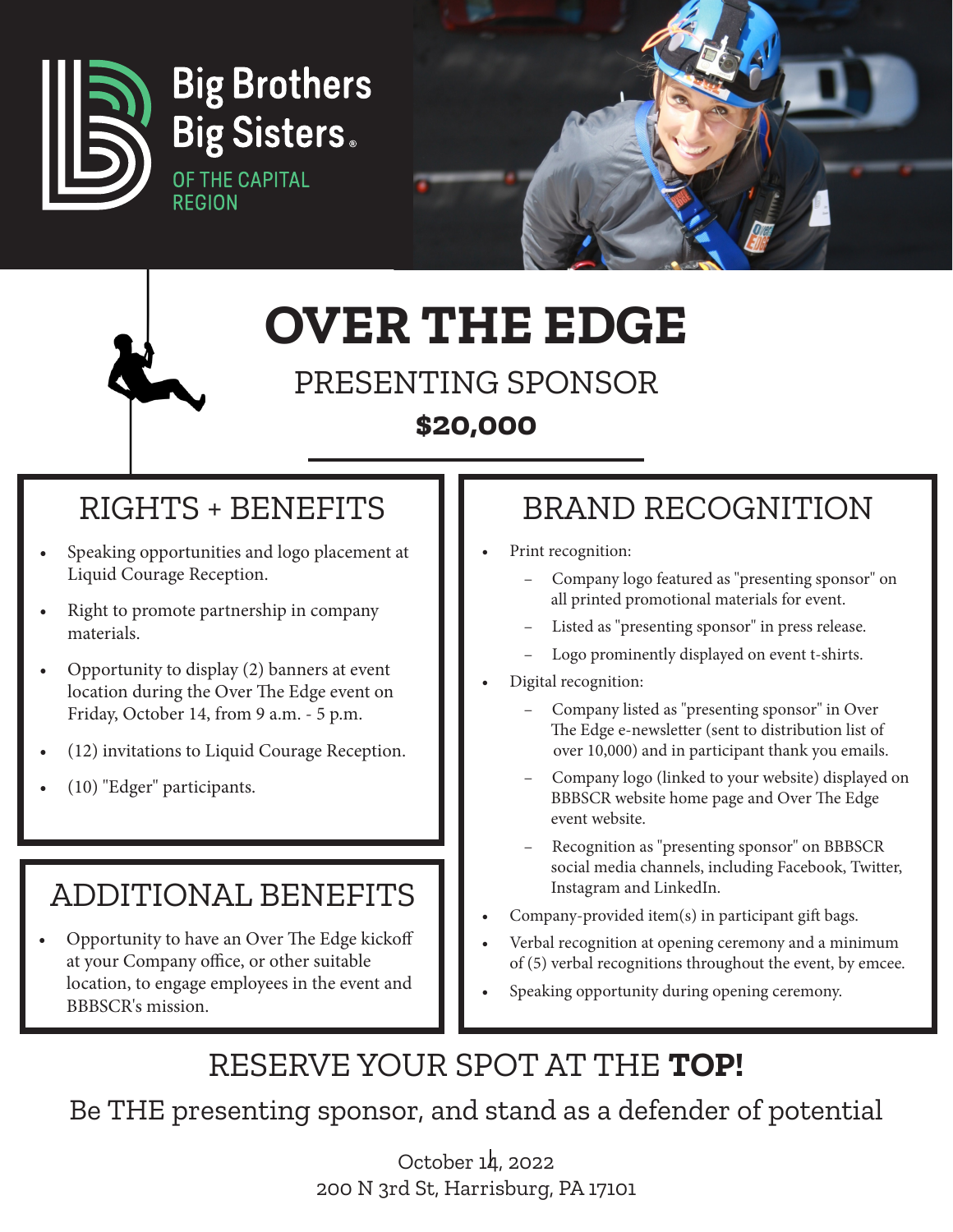Big Brothers Big Sisters®

OF THE CAPITAL REGION

# OVER THE EDGE

## PRESENTING SPONSOR

**$20,000**

## RIGHTS + BENEFITS

- Speaking opportunities and logo placement at Liquid Courage Reception.
- Right to promote partnership in company materials.
- Opportunity to display (2) banners at event location during the Over The Edge event on Friday, October 14, from 9 a.m. - 5 p.m.
- (12) invitations to Liquid Courage Reception.
- (10) "Edger" participants.

## ADDITIONAL BENEFITS

- Opportunity to have an Over The Edge kickoff at your Company office, or other suitable location, to engage employees in the event and BBBSCR's mission.

## BRAND RECOGNITION

- Print recognition:
  - Company logo featured as "presenting sponsor" on all printed promotional materials for event.
  - Listed as "presenting sponsor" in press release.
  - Logo prominently displayed on event t-shirts.
- Digital recognition:
  - Company listed as "presenting sponsor" in Over The Edge e-newsletter (sent to distribution list of over 10,000) and in participant thank you emails.
  - Company logo (linked to your website) displayed on BBBSCR website home page and Over The Edge event website.
  - Recognition as "presenting sponsor" on BBBSCR social media channels, including Facebook, Twitter, Instagram and LinkedIn.
- Company-provided item(s) in participant gift bags.
- Verbal recognition at opening ceremony and a minimum of (5) verbal recognitions throughout the event, by emcee.
- Speaking opportunity during opening ceremony.

## RESERVE YOUR SPOT AT THE **TOP!**

Be THE presenting sponsor, and stand as a defender of potential

October 14, 2022
200 N 3rd St, Harrisburg, PA 17101